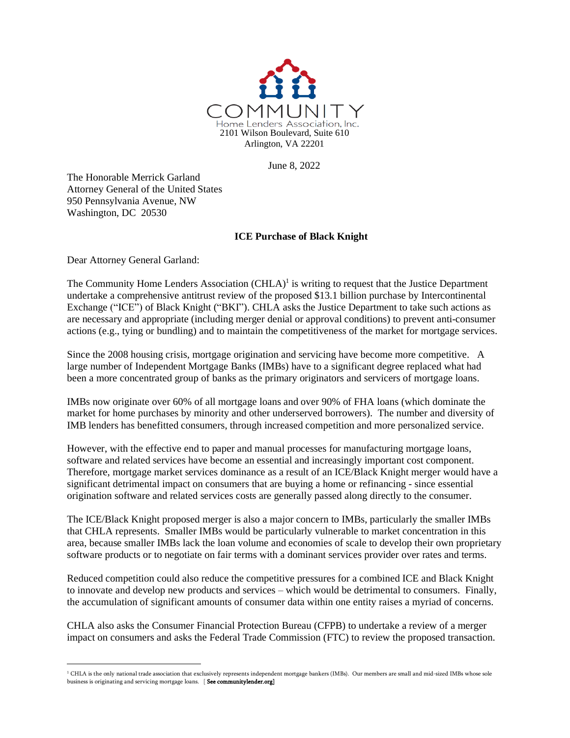COMMUNITY

Home Lenders Association, Inc.

2101 Wilson Boulevard, Suite 610

Arlington, VA 22201

June 8, 2022

The Honorable Merrick Garland
Attorney General of the United States
950 Pennsylvania Avenue, NW
Washington, DC 20530

**ICE Purchase of Black Knight**

Dear Attorney General Garland:

The Community Home Lenders Association (CHLA)[1] is writing to request that the Justice Department undertake a comprehensive antitrust review of the proposed $13.1 billion purchase by Intercontinental Exchange ("ICE") of Black Knight ("BKI"). CHLA asks the Justice Department to take such actions as are necessary and appropriate (including merger denial or approval conditions) to prevent anti-consumer actions (e.g., tying or bundling) and to maintain the competitiveness of the market for mortgage services.

Since the 2008 housing crisis, mortgage origination and servicing have become more competitive. A large number of Independent Mortgage Banks (IMBs) have to a significant degree replaced what had been a more concentrated group of banks as the primary originators and servicers of mortgage loans.

IMBs now originate over 60% of all mortgage loans and over 90% of FHA loans (which dominate the market for home purchases by minority and other underserved borrowers). The number and diversity of IMB lenders has benefitted consumers, through increased competition and more personalized service.

However, with the effective end to paper and manual processes for manufacturing mortgage loans, software and related services have become an essential and increasingly important cost component. Therefore, mortgage market services dominance as a result of an ICE/Black Knight merger would have a significant detrimental impact on consumers that are buying a home or refinancing - since essential origination software and related services costs are generally passed along directly to the consumer.

The ICE/Black Knight proposed merger is also a major concern to IMBs, particularly the smaller IMBs that CHLA represents. Smaller IMBs would be particularly vulnerable to market concentration in this area, because smaller IMBs lack the loan volume and economies of scale to develop their own proprietary software products or to negotiate on fair terms with a dominant services provider over rates and terms.

Reduced competition could also reduce the competitive pressures for a combined ICE and Black Knight to innovate and develop new products and services – which would be detrimental to consumers. Finally, the accumulation of significant amounts of consumer data within one entity raises a myriad of concerns.

CHLA also asks the Consumer Financial Protection Bureau (CFPB) to undertake a review of a merger impact on consumers and asks the Federal Trade Commission (FTC) to review the proposed transaction.

---

[1] CHLA is the only national trade association that exclusively represents independent mortgage bankers (IMBs). Our members are small and mid-sized IMBs whose sole business is originating and servicing mortgage loans. [ **See communitylender.org]**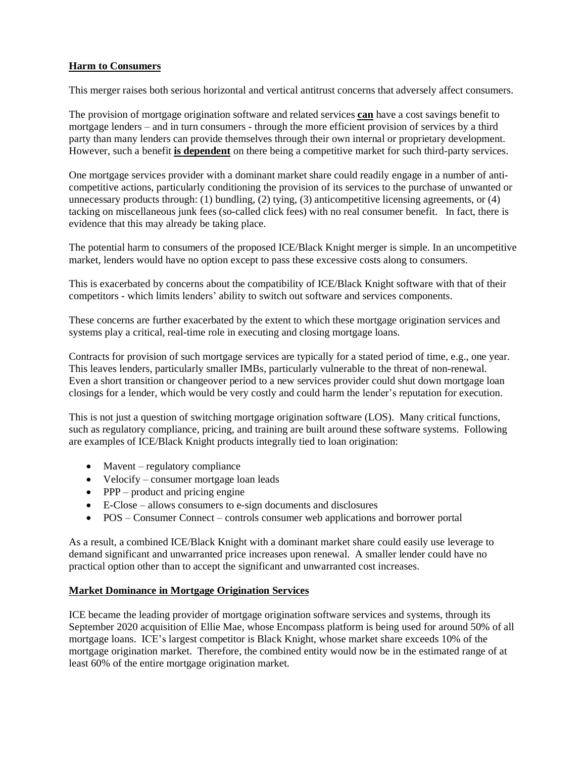## Harm to Consumers

This merger raises both serious horizontal and vertical antitrust concerns that adversely affect consumers.

The provision of mortgage origination software and related services **can** have a cost savings benefit to mortgage lenders – and in turn consumers - through the more efficient provision of services by a third party than many lenders can provide themselves through their own internal or proprietary development. However, such a benefit **is dependent** on there being a competitive market for such third-party services.

One mortgage services provider with a dominant market share could readily engage in a number of anti-competitive actions, particularly conditioning the provision of its services to the purchase of unwanted or unnecessary products through: (1) bundling, (2) tying, (3) anticompetitive licensing agreements, or (4) tacking on miscellaneous junk fees (so-called click fees) with no real consumer benefit. In fact, there is evidence that this may already be taking place.

The potential harm to consumers of the proposed ICE/Black Knight merger is simple. In an uncompetitive market, lenders would have no option except to pass these excessive costs along to consumers.

This is exacerbated by concerns about the compatibility of ICE/Black Knight software with that of their competitors - which limits lenders' ability to switch out software and services components.

These concerns are further exacerbated by the extent to which these mortgage origination services and systems play a critical, real-time role in executing and closing mortgage loans.

Contracts for provision of such mortgage services are typically for a stated period of time, e.g., one year. This leaves lenders, particularly smaller IMBs, particularly vulnerable to the threat of non-renewal. Even a short transition or changeover period to a new services provider could shut down mortgage loan closings for a lender, which would be very costly and could harm the lender's reputation for execution.

This is not just a question of switching mortgage origination software (LOS). Many critical functions, such as regulatory compliance, pricing, and training are built around these software systems. Following are examples of ICE/Black Knight products integrally tied to loan origination:

- Mavent – regulatory compliance
- Velocify – consumer mortgage loan leads
- PPP – product and pricing engine
- E-Close – allows consumers to e-sign documents and disclosures
- POS – Consumer Connect – controls consumer web applications and borrower portal

As a result, a combined ICE/Black Knight with a dominant market share could easily use leverage to demand significant and unwarranted price increases upon renewal. A smaller lender could have no practical option other than to accept the significant and unwarranted cost increases.

## Market Dominance in Mortgage Origination Services

ICE became the leading provider of mortgage origination software services and systems, through its September 2020 acquisition of Ellie Mae, whose Encompass platform is being used for around 50% of all mortgage loans. ICE's largest competitor is Black Knight, whose market share exceeds 10% of the mortgage origination market. Therefore, the combined entity would now be in the estimated range of at least 60% of the entire mortgage origination market.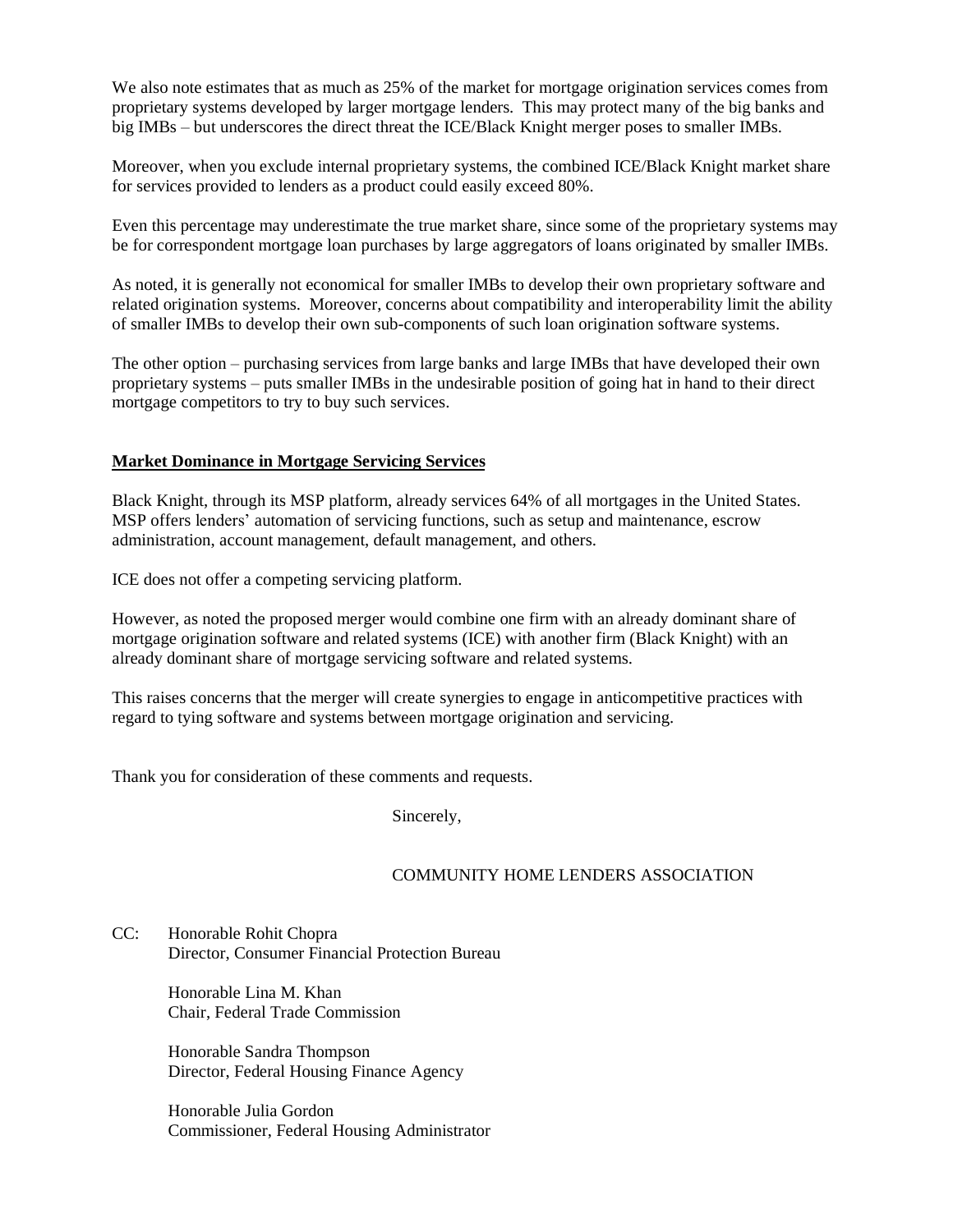We also note estimates that as much as 25% of the market for mortgage origination services comes from proprietary systems developed by larger mortgage lenders. This may protect many of the big banks and big IMBs – but underscores the direct threat the ICE/Black Knight merger poses to smaller IMBs.

Moreover, when you exclude internal proprietary systems, the combined ICE/Black Knight market share for services provided to lenders as a product could easily exceed 80%.

Even this percentage may underestimate the true market share, since some of the proprietary systems may be for correspondent mortgage loan purchases by large aggregators of loans originated by smaller IMBs.

As noted, it is generally not economical for smaller IMBs to develop their own proprietary software and related origination systems. Moreover, concerns about compatibility and interoperability limit the ability of smaller IMBs to develop their own sub-components of such loan origination software systems.

The other option – purchasing services from large banks and large IMBs that have developed their own proprietary systems – puts smaller IMBs in the undesirable position of going hat in hand to their direct mortgage competitors to try to buy such services.

**Market Dominance in Mortgage Servicing Services**

Black Knight, through its MSP platform, already services 64% of all mortgages in the United States. MSP offers lenders' automation of servicing functions, such as setup and maintenance, escrow administration, account management, default management, and others.

ICE does not offer a competing servicing platform.

However, as noted the proposed merger would combine one firm with an already dominant share of mortgage origination software and related systems (ICE) with another firm (Black Knight) with an already dominant share of mortgage servicing software and related systems.

This raises concerns that the merger will create synergies to engage in anticompetitive practices with regard to tying software and systems between mortgage origination and servicing.

Thank you for consideration of these comments and requests.

Sincerely,

COMMUNITY HOME LENDERS ASSOCIATION

CC: Honorable Rohit Chopra
Director, Consumer Financial Protection Bureau

Honorable Lina M. Khan
Chair, Federal Trade Commission

Honorable Sandra Thompson
Director, Federal Housing Finance Agency

Honorable Julia Gordon
Commissioner, Federal Housing Administrator